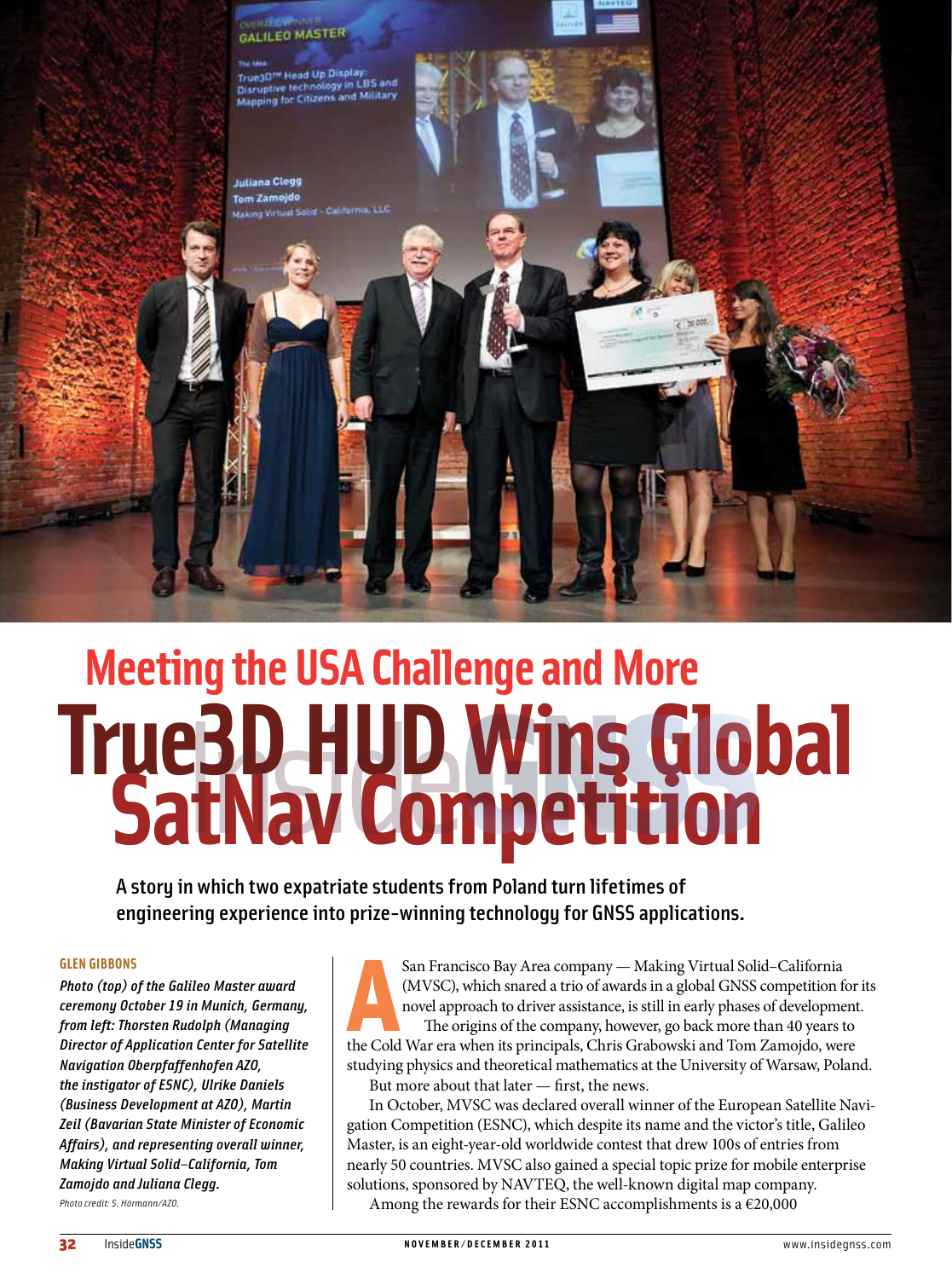# Meeting the USA Challenge and More

# True3D HUD Wins Global SatNav Competition

**A story in which two expatriate students from Poland turn lifetimes of engineering experience into prize-winning technology for GNSS applications.**

**GLEN GIBBONS**

***Photo (top) of the Galileo Master award ceremony October 19 in Munich, Germany, from left: Thorsten Rudolph (Managing Director of Application Center for Satellite Navigation Oberpfaffenhofen AZO, the instigator of ESNC), Ulrike Daniels (Business Development at AZO), Martin Zeil (Bavarian State Minister of Economic Affairs), and representing overall winner, Making Virtual Solid–California, Tom Zamojdo and Juliana Clegg.***

*Photo credit: S. Hörmann/AZO.*

A San Francisco Bay Area company — Making Virtual Solid–California (MVSC), which snared a trio of awards in a global GNSS competition for its novel approach to driver assistance, is still in early phases of development.

The origins of the company, however, go back more than 40 years to the Cold War era when its principals, Chris Grabowski and Tom Zamojdo, were studying physics and theoretical mathematics at the University of Warsaw, Poland.

But more about that later — first, the news.

In October, MVSC was declared overall winner of the European Satellite Navigation Competition (ESNC), which despite its name and the victor's title, Galileo Master, is an eight-year-old worldwide contest that drew 100s of entries from nearly 50 countries. MVSC also gained a special topic prize for mobile enterprise solutions, sponsored by NAVTEQ, the well-known digital map company.

Among the rewards for their ESNC accomplishments is a €20,000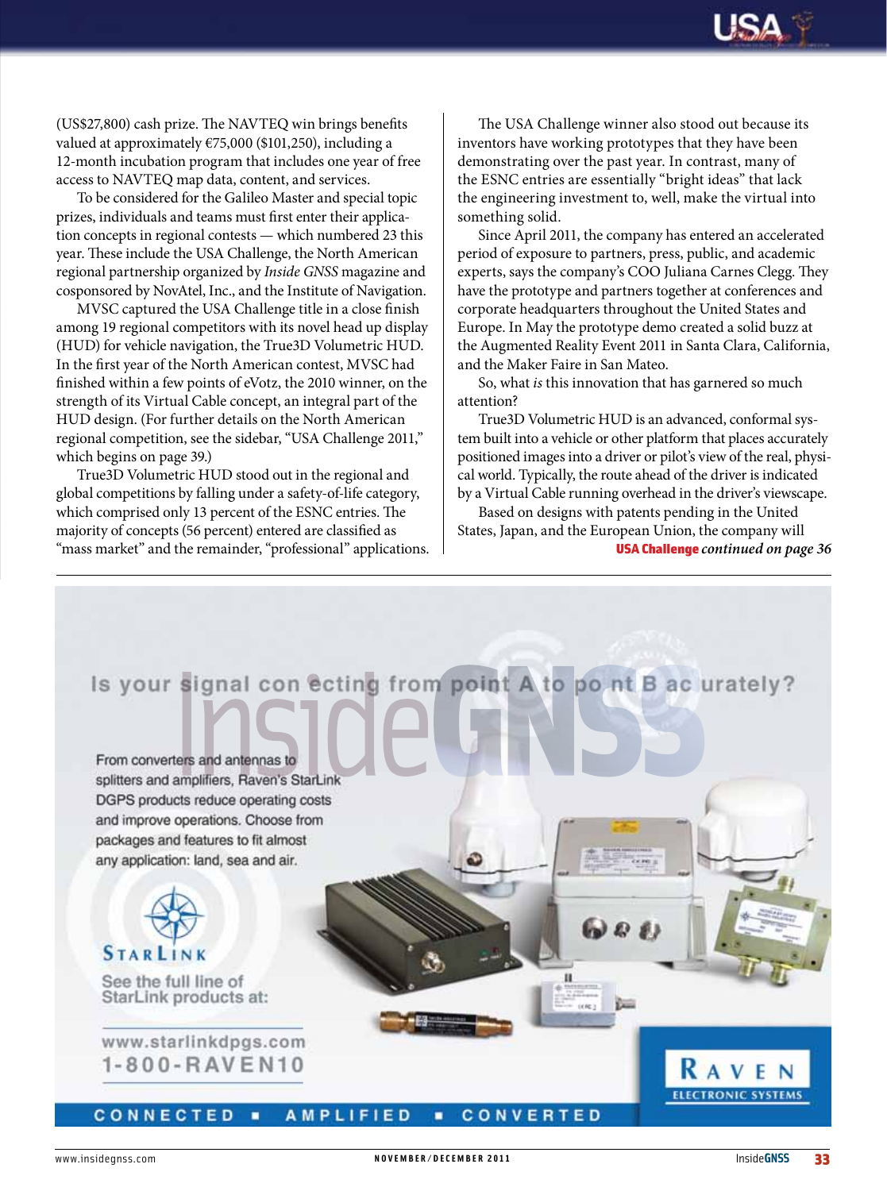(US$27,800) cash prize. The NAVTEQ win brings benefits valued at approximately €75,000 ($101,250), including a 12-month incubation program that includes one year of free access to NAVTEQ map data, content, and services.

To be considered for the Galileo Master and special topic prizes, individuals and teams must first enter their application concepts in regional contests — which numbered 23 this year. These include the USA Challenge, the North American regional partnership organized by *Inside GNSS* magazine and cosponsored by NovAtel, Inc., and the Institute of Navigation.

MVSC captured the USA Challenge title in a close finish among 19 regional competitors with its novel head up display (HUD) for vehicle navigation, the True3D Volumetric HUD. In the first year of the North American contest, MVSC had finished within a few points of eVotz, the 2010 winner, on the strength of its Virtual Cable concept, an integral part of the HUD design. (For further details on the North American regional competition, see the sidebar, "USA Challenge 2011," which begins on page 39.)

True3D Volumetric HUD stood out in the regional and global competitions by falling under a safety-of-life category, which comprised only 13 percent of the ESNC entries. The majority of concepts (56 percent) entered are classified as "mass market" and the remainder, "professional" applications.

The USA Challenge winner also stood out because its inventors have working prototypes that they have been demonstrating over the past year. In contrast, many of the ESNC entries are essentially "bright ideas" that lack the engineering investment to, well, make the virtual into something solid.

Since April 2011, the company has entered an accelerated period of exposure to partners, press, public, and academic experts, says the company's COO Juliana Carnes Clegg. They have the prototype and partners together at conferences and corporate headquarters throughout the United States and Europe. In May the prototype demo created a solid buzz at the Augmented Reality Event 2011 in Santa Clara, California, and the Maker Faire in San Mateo.

So, what *is* this innovation that has garnered so much attention?

True3D Volumetric HUD is an advanced, conformal system built into a vehicle or other platform that places accurately positioned images into a driver or pilot's view of the real, physical world. Typically, the route ahead of the driver is indicated by a Virtual Cable running overhead in the driver's viewscape.

Based on designs with patents pending in the United States, Japan, and the European Union, the company will

**USA Challenge** *continued on page 36*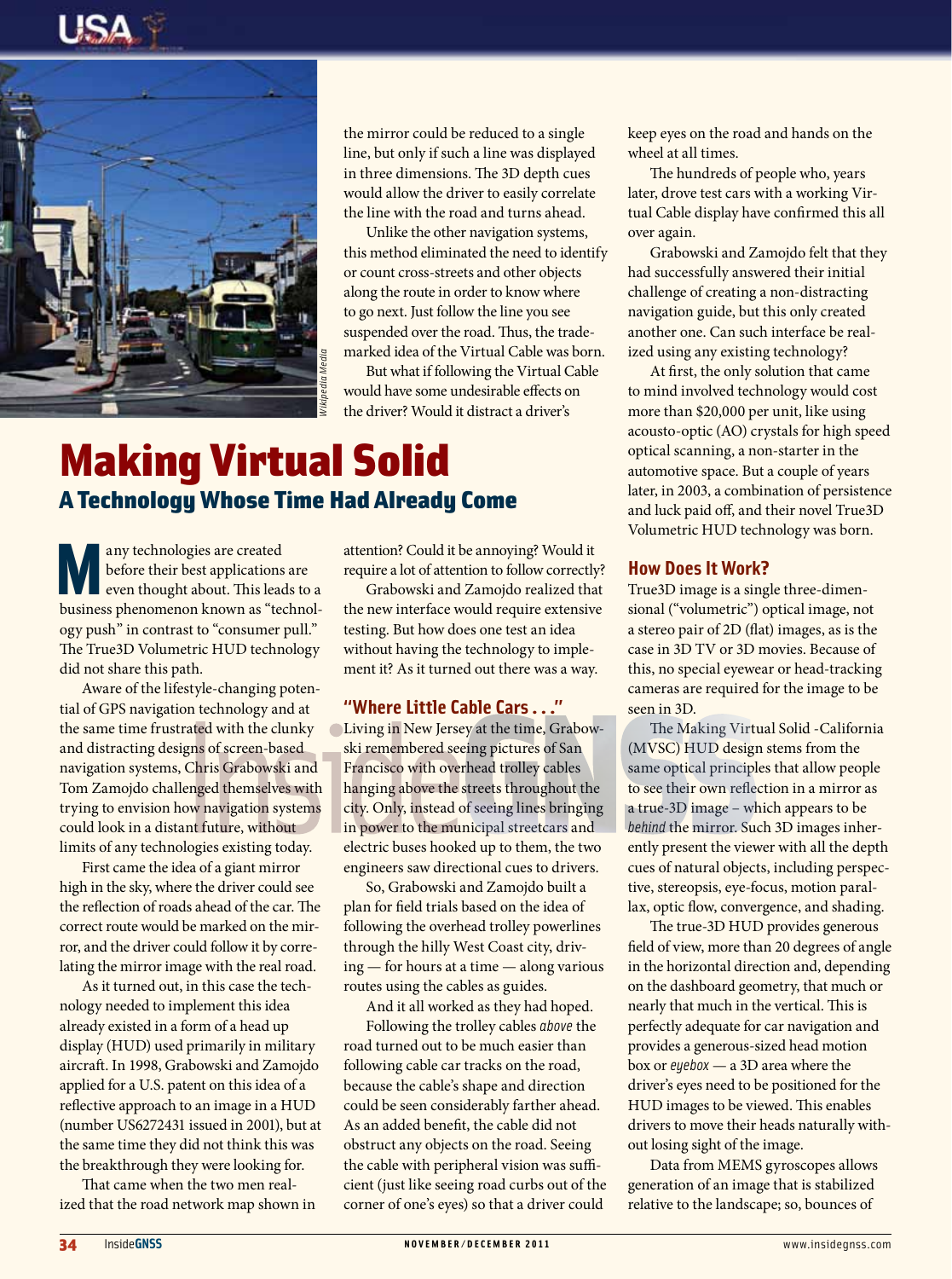# Making Virtual Solid

## A Technology Whose Time Had Already Come

Many technologies are created before their best applications are even thought about. This leads to a business phenomenon known as "technology push" in contrast to "consumer pull." The True3D Volumetric HUD technology did not share this path.

Aware of the lifestyle-changing potential of GPS navigation technology and at the same time frustrated with the clunky and distracting designs of screen-based navigation systems, Chris Grabowski and Tom Zamojdo challenged themselves with trying to envision how navigation systems could look in a distant future, without limits of any technologies existing today.

First came the idea of a giant mirror high in the sky, where the driver could see the reflection of roads ahead of the car. The correct route would be marked on the mirror, and the driver could follow it by correlating the mirror image with the real road.

As it turned out, in this case the technology needed to implement this idea already existed in a form of a head up display (HUD) used primarily in military aircraft. In 1998, Grabowski and Zamojdo applied for a U.S. patent on this idea of a reflective approach to an image in a HUD (number US6272431 issued in 2001), but at the same time they did not think this was the breakthrough they were looking for.

That came when the two men realized that the road network map shown in the mirror could be reduced to a single line, but only if such a line was displayed in three dimensions. The 3D depth cues would allow the driver to easily correlate the line with the road and turns ahead.

Unlike the other navigation systems, this method eliminated the need to identify or count cross-streets and other objects along the route in order to know where to go next. Just follow the line you see suspended over the road. Thus, the trademarked idea of the Virtual Cable was born.

But what if following the Virtual Cable would have some undesirable effects on the driver? Would it distract a driver's attention? Could it be annoying? Would it require a lot of attention to follow correctly?

Grabowski and Zamojdo realized that the new interface would require extensive testing. But how does one test an idea without having the technology to implement it? As it turned out there was a way.

### "Where Little Cable Cars . . ."

Living in New Jersey at the time, Grabowski remembered seeing pictures of San Francisco with overhead trolley cables hanging above the streets throughout the city. Only, instead of seeing lines bringing in power to the municipal streetcars and electric buses hooked up to them, the two engineers saw directional cues to drivers.

So, Grabowski and Zamojdo built a plan for field trials based on the idea of following the overhead trolley powerlines through the hilly West Coast city, driving — for hours at a time — along various routes using the cables as guides.

And it all worked as they had hoped.

Following the trolley cables *above* the road turned out to be much easier than following cable car tracks on the road, because the cable's shape and direction could be seen considerably farther ahead. As an added benefit, the cable did not obstruct any objects on the road. Seeing the cable with peripheral vision was sufficient (just like seeing road curbs out of the corner of one's eyes) so that a driver could keep eyes on the road and hands on the wheel at all times.

The hundreds of people who, years later, drove test cars with a working Virtual Cable display have confirmed this all over again.

Grabowski and Zamojdo felt that they had successfully answered their initial challenge of creating a non-distracting navigation guide, but this only created another one. Can such interface be realized using any existing technology?

At first, the only solution that came to mind involved technology would cost more than $20,000 per unit, like using acousto-optic (AO) crystals for high speed optical scanning, a non-starter in the automotive space. But a couple of years later, in 2003, a combination of persistence and luck paid off, and their novel True3D Volumetric HUD technology was born.

### How Does It Work?

True3D image is a single three-dimensional ("volumetric") optical image, not a stereo pair of 2D (flat) images, as is the case in 3D TV or 3D movies. Because of this, no special eyewear or head-tracking cameras are required for the image to be seen in 3D.

The Making Virtual Solid -California (MVSC) HUD design stems from the same optical principles that allow people to see their own reflection in a mirror as a true-3D image – which appears to be *behind* the mirror. Such 3D images inherently present the viewer with all the depth cues of natural objects, including perspective, stereopsis, eye-focus, motion parallax, optic flow, convergence, and shading.

The true-3D HUD provides generous field of view, more than 20 degrees of angle in the horizontal direction and, depending on the dashboard geometry, that much or nearly that much in the vertical. This is perfectly adequate for car navigation and provides a generous-sized head motion box or *eyebox* — a 3D area where the driver's eyes need to be positioned for the HUD images to be viewed. This enables drivers to move their heads naturally without losing sight of the image.

Data from MEMS gyroscopes allows generation of an image that is stabilized relative to the landscape; so, bounces of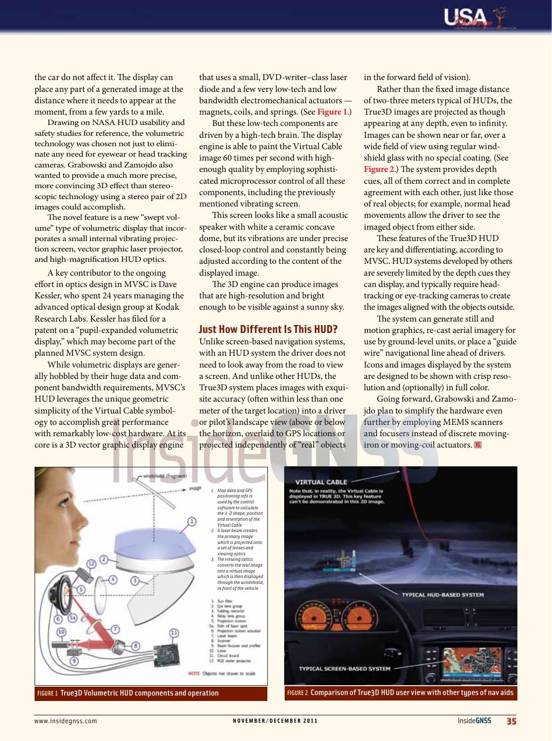the car do not affect it. The display can place any part of a generated image at the distance where it needs to appear at the moment, from a few yards to a mile.

Drawing on NASA HUD usability and safety studies for reference, the volumetric technology was chosen not just to eliminate any need for eyewear or head tracking cameras. Grabowski and Zamojdo also wanted to provide a much more precise, more convincing 3D effect than stereoscopic technology using a stereo pair of 2D images could accomplish.

The novel feature is a new "swept volume" type of volumetric display that incorporates a small internal vibrating projection screen, vector graphic laser projector, and high-magnification HUD optics.

A key contributor to the ongoing effort in optics design in MVSC is Dave Kessler, who spent 24 years managing the advanced optical design group at Kodak Research Labs. Kessler has filed for a patent on a "pupil-expanded volumetric display," which may become part of the planned MVSC system design.

While volumetric displays are generally hobbled by their huge data and component bandwidth requirements, MVSC's HUD leverages the unique geometric simplicity of the Virtual Cable symbology to accomplish great performance with remarkably low-cost hardware. At its core is a 3D vector graphic display engine that uses a small, DVD-writer–class laser diode and a few very low-tech and low bandwidth electromechanical actuators — magnets, coils, and springs. (See **Figure 1**.)

But these low-tech components are driven by a high-tech brain. The display engine is able to paint the Virtual Cable image 60 times per second with high-enough quality by employing sophisticated microprocessor control of all these components, including the previously mentioned vibrating screen.

This screen looks like a small acoustic speaker with white a ceramic concave dome, but its vibrations are under precise closed-loop control and constantly being adjusted according to the content of the displayed image.

The 3D engine can produce images that are high-resolution and bright enough to be visible against a sunny sky.

## Just How Different Is This HUD?

Unlike screen-based navigation systems, with an HUD system the driver does not need to look away from the road to view a screen. And unlike other HUDs, the True3D system places images with exquisite accuracy (often within less than one meter of the target location) into a driver or pilot's landscape view (above or below the horizon, overlaid to GPS locations or projected independently of "real" objects in the forward field of vision).

Rather than the fixed image distance of two-three meters typical of HUDs, the True3D images are projected as though appearing at any depth, even to infinity. Images can be shown near or far, over a wide field of view using regular windshield glass with no special coating. (See **Figure 2**.) The system provides depth cues, all of them correct and in complete agreement with each other, just like those of real objects; for example, normal head movements allow the driver to see the imaged object from either side.

These features of the True3D HUD are key and differentiating, according to MVSC. HUD systems developed by others are severely limited by the depth cues they can display, and typically require head-tracking or eye-tracking cameras to create the images aligned with the objects outside.

The system can generate still and motion graphics, re-cast aerial imagery for use by ground-level units, or place a "guide wire" navigational line ahead of drivers. Icons and images displayed by the system are designed to be shown with crisp resolution and (optionally) in full color.

Going forward, Grabowski and Zamojdo plan to simplify the hardware even further by employing MEMS scanners and focusers instead of discrete moving-iron or moving-coil actuators.

FIGURE 1 True3D Volumetric HUD components and operation

FIGURE 2 Comparison of True3D HUD user view with other types of nav aids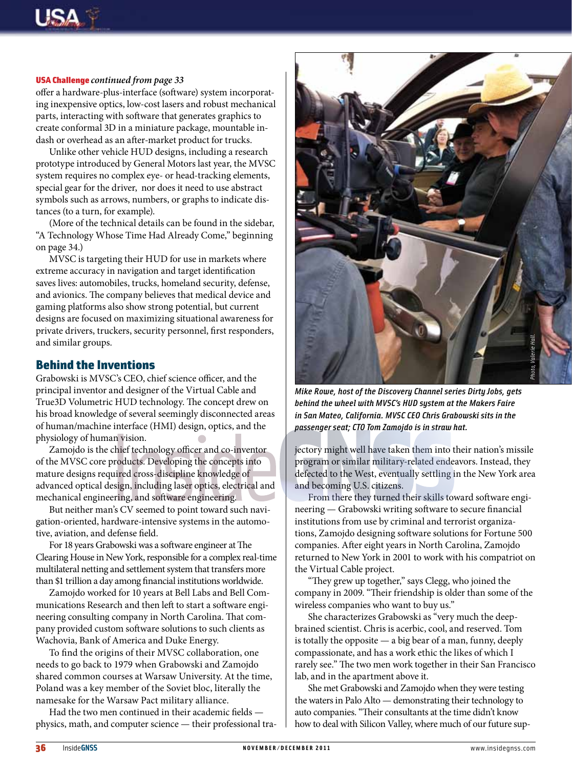**USA Challenge** *continued from page 33*

offer a hardware-plus-interface (software) system incorporating inexpensive optics, low-cost lasers and robust mechanical parts, interacting with software that generates graphics to create conformal 3D in a miniature package, mountable in-dash or overhead as an after-market product for trucks.

Unlike other vehicle HUD designs, including a research prototype introduced by General Motors last year, the MVSC system requires no complex eye- or head-tracking elements, special gear for the driver, nor does it need to use abstract symbols such as arrows, numbers, or graphs to indicate distances (to a turn, for example).

(More of the technical details can be found in the sidebar, "A Technology Whose Time Had Already Come," beginning on page 34.)

MVSC is targeting their HUD for use in markets where extreme accuracy in navigation and target identification saves lives: automobiles, trucks, homeland security, defense, and avionics. The company believes that medical device and gaming platforms also show strong potential, but current designs are focused on maximizing situational awareness for private drivers, truckers, security personnel, first responders, and similar groups.

## Behind the Inventions

Grabowski is MVSC's CEO, chief science officer, and the principal inventor and designer of the Virtual Cable and True3D Volumetric HUD technology. The concept drew on his broad knowledge of several seemingly disconnected areas of human/machine interface (HMI) design, optics, and the physiology of human vision.

Zamojdo is the chief technology officer and co-inventor of the MVSC core products. Developing the concepts into mature designs required cross-discipline knowledge of advanced optical design, including laser optics, electrical and mechanical engineering, and software engineering.

But neither man's CV seemed to point toward such navigation-oriented, hardware-intensive systems in the automotive, aviation, and defense field.

For 18 years Grabowski was a software engineer at The Clearing House in New York, responsible for a complex real-time multilateral netting and settlement system that transfers more than $1 trillion a day among financial institutions worldwide.

Zamojdo worked for 10 years at Bell Labs and Bell Communications Research and then left to start a software engineering consulting company in North Carolina. That company provided custom software solutions to such clients as Wachovia, Bank of America and Duke Energy.

To find the origins of their MVSC collaboration, one needs to go back to 1979 when Grabowski and Zamojdo shared common courses at Warsaw University. At the time, Poland was a key member of the Soviet bloc, literally the namesake for the Warsaw Pact military alliance.

Had the two men continued in their academic fields — physics, math, and computer science — their professional trajectory might well have taken them into their nation's missile program or similar military-related endeavors. Instead, they defected to the West, eventually settling in the New York area and becoming U.S. citizens.

*Mike Rowe, host of the Discovery Channel series Dirty Jobs, gets behind the wheel with MVSC's HUD system at the Makers Faire in San Mateo, California. MVSC CEO Chris Grabowski sits in the passenger seat; CTO Tom Zamojdo is in straw hat.*

Photo, Valerie Hall.

From there they turned their skills toward software engineering — Grabowski writing software to secure financial institutions from use by criminal and terrorist organizations, Zamojdo designing software solutions for Fortune 500 companies. After eight years in North Carolina, Zamojdo returned to New York in 2001 to work with his compatriot on the Virtual Cable project.

"They grew up together," says Clegg, who joined the company in 2009. "Their friendship is older than some of the wireless companies who want to buy us."

She characterizes Grabowski as "very much the deep-brained scientist. Chris is acerbic, cool, and reserved. Tom is totally the opposite — a big bear of a man, funny, deeply compassionate, and has a work ethic the likes of which I rarely see." The two men work together in their San Francisco lab, and in the apartment above it.

She met Grabowski and Zamojdo when they were testing the waters in Palo Alto — demonstrating their technology to auto companies. "Their consultants at the time didn't know how to deal with Silicon Valley, where much of our future sup-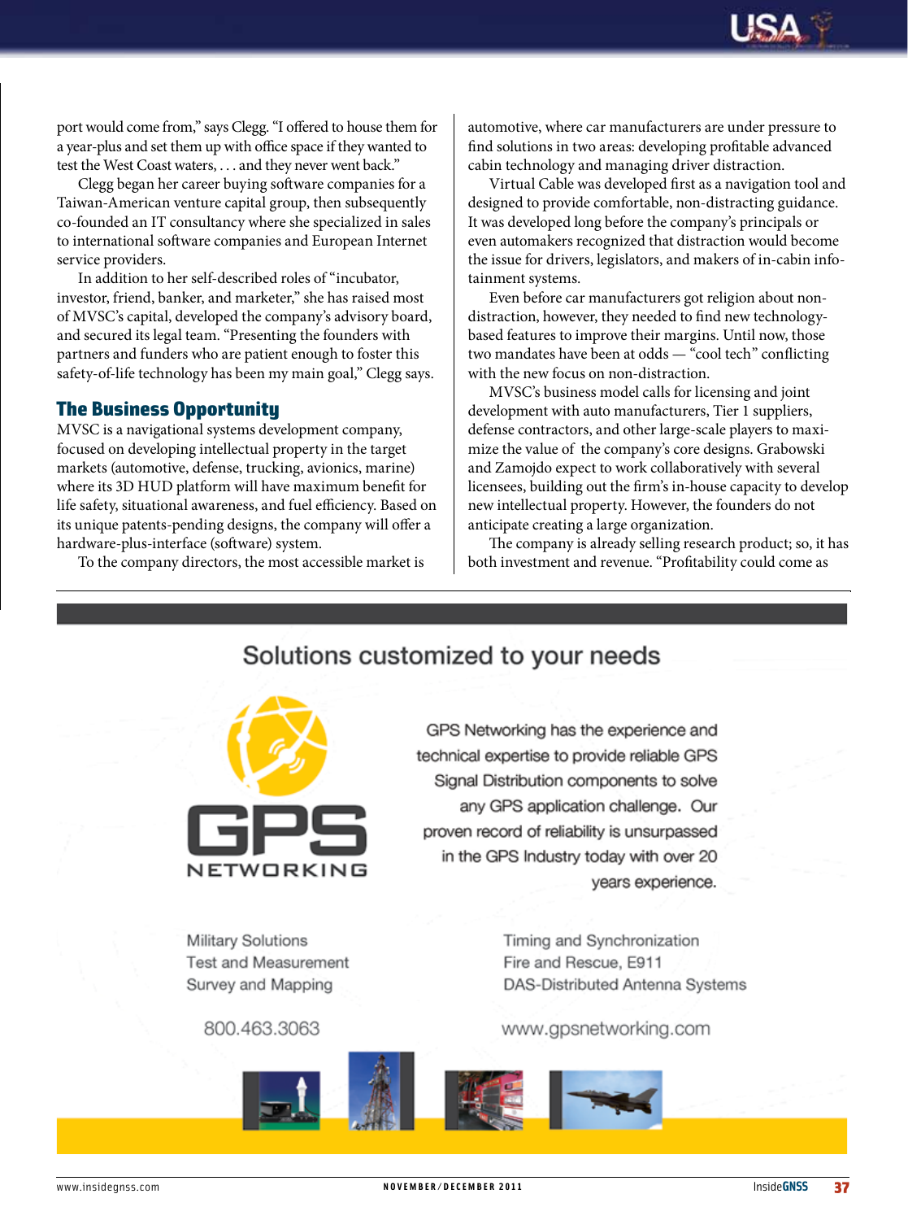port would come from," says Clegg. "I offered to house them for a year-plus and set them up with office space if they wanted to test the West Coast waters, . . . and they never went back."

Clegg began her career buying software companies for a Taiwan-American venture capital group, then subsequently co-founded an IT consultancy where she specialized in sales to international software companies and European Internet service providers.

In addition to her self-described roles of "incubator, investor, friend, banker, and marketer," she has raised most of MVSC's capital, developed the company's advisory board, and secured its legal team. "Presenting the founders with partners and funders who are patient enough to foster this safety-of-life technology has been my main goal," Clegg says.

## The Business Opportunity

MVSC is a navigational systems development company, focused on developing intellectual property in the target markets (automotive, defense, trucking, avionics, marine) where its 3D HUD platform will have maximum benefit for life safety, situational awareness, and fuel efficiency. Based on its unique patents-pending designs, the company will offer a hardware-plus-interface (software) system.

To the company directors, the most accessible market is automotive, where car manufacturers are under pressure to find solutions in two areas: developing profitable advanced cabin technology and managing driver distraction.

Virtual Cable was developed first as a navigation tool and designed to provide comfortable, non-distracting guidance. It was developed long before the company's principals or even automakers recognized that distraction would become the issue for drivers, legislators, and makers of in-cabin info-tainment systems.

Even before car manufacturers got religion about non-distraction, however, they needed to find new technology-based features to improve their margins. Until now, those two mandates have been at odds — "cool tech" conflicting with the new focus on non-distraction.

MVSC's business model calls for licensing and joint development with auto manufacturers, Tier 1 suppliers, defense contractors, and other large-scale players to maximize the value of the company's core designs. Grabowski and Zamojdo expect to work collaboratively with several licensees, building out the firm's in-house capacity to develop new intellectual property. However, the founders do not anticipate creating a large organization.

The company is already selling research product; so, it has both investment and revenue. "Profitability could come as

Solutions customized to your needs

GPS NETWORKING

GPS Networking has the experience and technical expertise to provide reliable GPS Signal Distribution components to solve any GPS application challenge. Our proven record of reliability is unsurpassed in the GPS Industry today with over 20 years experience.

Military Solutions
Test and Measurement
Survey and Mapping

Timing and Synchronization
Fire and Rescue, E911
DAS-Distributed Antenna Systems

800.463.3063

www.gpsnetworking.com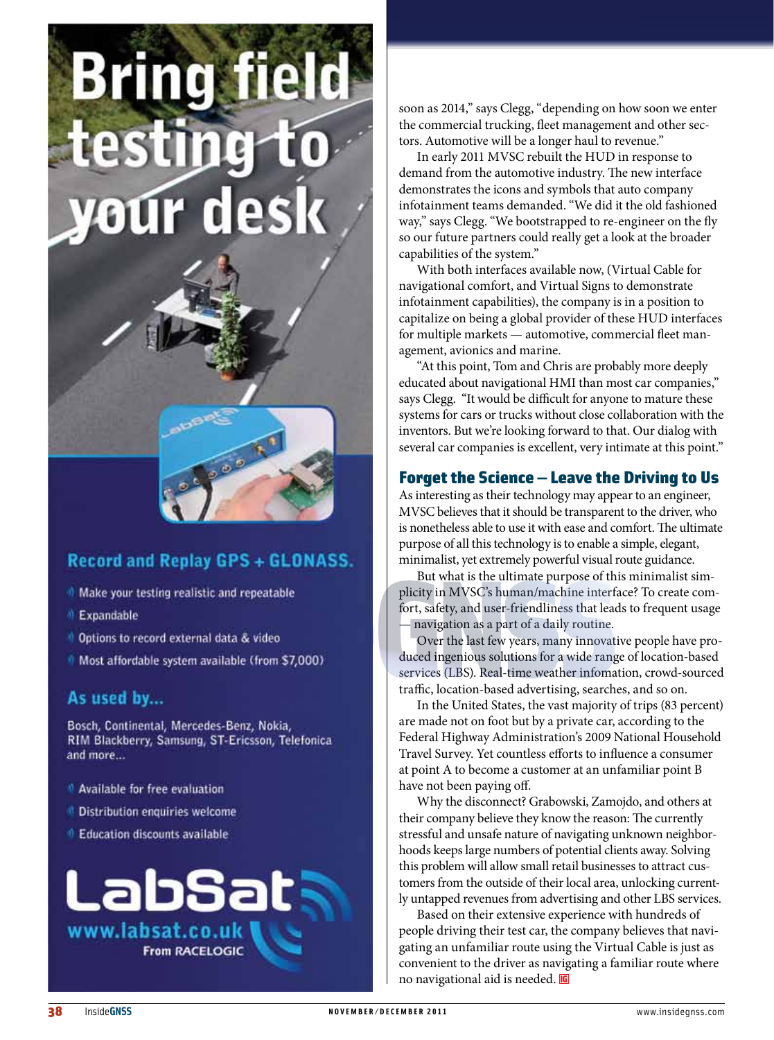# Bring field testing to your desk

## Record and Replay GPS + GLONASS.

- Make your testing realistic and repeatable
- Expandable
- Options to record external data & video
- Most affordable system available (from $7,000)

## As used by...

Bosch, Continental, Mercedes-Benz, Nokia, RIM Blackberry, Samsung, ST-Ericsson, Telefonica and more...

- Available for free evaluation
- Distribution enquiries welcome
- Education discounts available

**LabSat**
www.labsat.co.uk
From RACELOGIC

soon as 2014," says Clegg, "depending on how soon we enter the commercial trucking, fleet management and other sectors. Automotive will be a longer haul to revenue."

In early 2011 MVSC rebuilt the HUD in response to demand from the automotive industry. The new interface demonstrates the icons and symbols that auto company infotainment teams demanded. "We did it the old fashioned way," says Clegg. "We bootstrapped to re-engineer on the fly so our future partners could really get a look at the broader capabilities of the system."

With both interfaces available now, (Virtual Cable for navigational comfort, and Virtual Signs to demonstrate infotainment capabilities), the company is in a position to capitalize on being a global provider of these HUD interfaces for multiple markets — automotive, commercial fleet management, avionics and marine.

"At this point, Tom and Chris are probably more deeply educated about navigational HMI than most car companies," says Clegg. "It would be difficult for anyone to mature these systems for cars or trucks without close collaboration with the inventors. But we're looking forward to that. Our dialog with several car companies is excellent, very intimate at this point."

## Forget the Science – Leave the Driving to Us

As interesting as their technology may appear to an engineer, MVSC believes that it should be transparent to the driver, who is nonetheless able to use it with ease and comfort. The ultimate purpose of all this technology is to enable a simple, elegant, minimalist, yet extremely powerful visual route guidance.

But what is the ultimate purpose of this minimalist simplicity in MVSC's human/machine interface? To create comfort, safety, and user-friendliness that leads to frequent usage — navigation as a part of a daily routine.

Over the last few years, many innovative people have produced ingenious solutions for a wide range of location-based services (LBS). Real-time weather infomation, crowd-sourced traffic, location-based advertising, searches, and so on.

In the United States, the vast majority of trips (83 percent) are made not on foot but by a private car, according to the Federal Highway Administration's 2009 National Household Travel Survey. Yet countless efforts to influence a consumer at point A to become a customer at an unfamiliar point B have not been paying off.

Why the disconnect? Grabowski, Zamojdo, and others at their company believe they know the reason: The currently stressful and unsafe nature of navigating unknown neighborhoods keeps large numbers of potential clients away. Solving this problem will allow small retail businesses to attract customers from the outside of their local area, unlocking currently untapped revenues from advertising and other LBS services.

Based on their extensive experience with hundreds of people driving their test car, the company believes that navigating an unfamiliar route using the Virtual Cable is just as convenient to the driver as navigating a familiar route where no navigational aid is needed.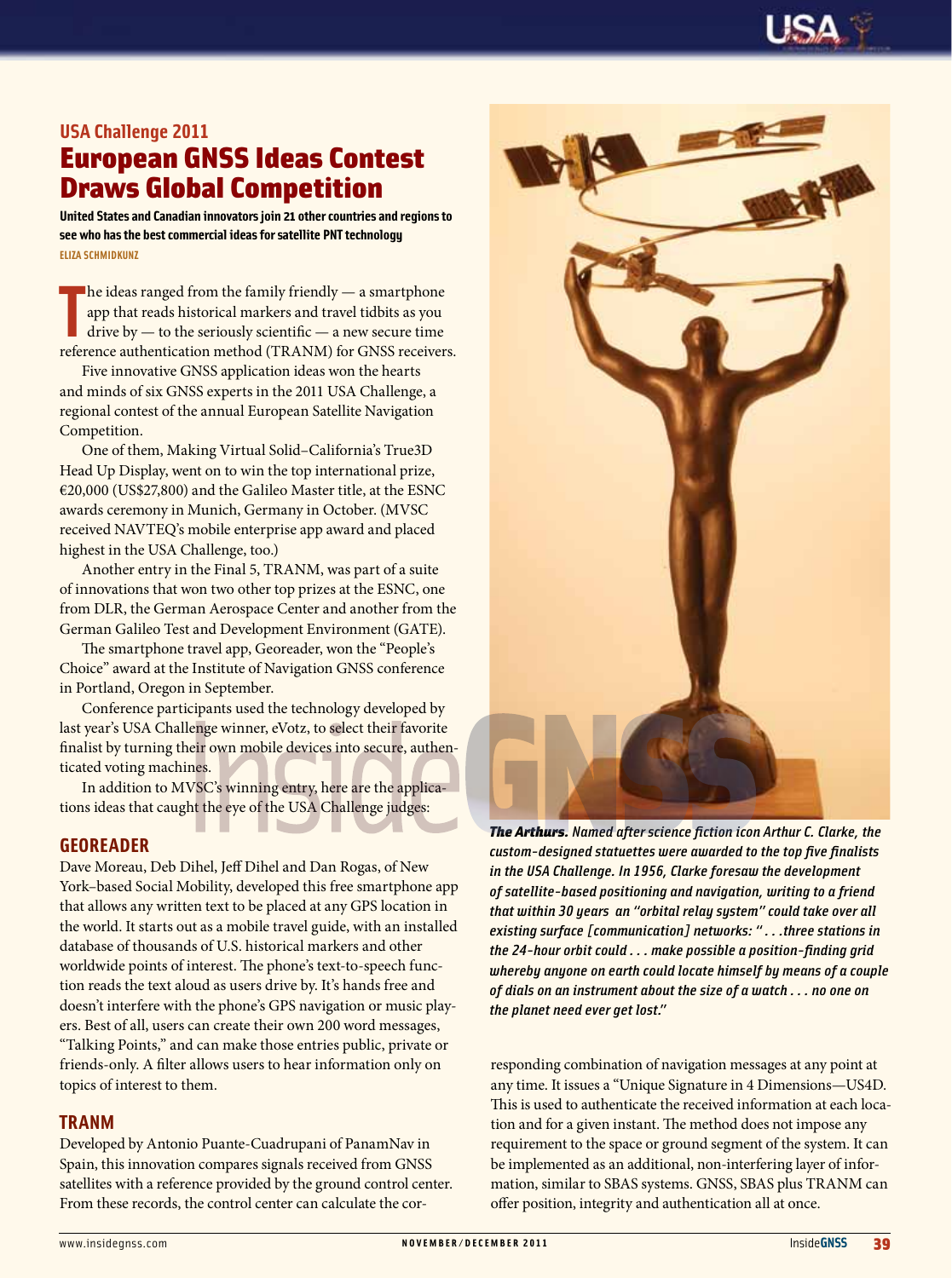USA Challenge 2011

# European GNSS Ideas Contest Draws Global Competition

**United States and Canadian innovators join 21 other countries and regions to see who has the best commercial ideas for satellite PNT technology**

ELIZA SCHMIDKUNZ

The ideas ranged from the family friendly — a smartphone app that reads historical markers and travel tidbits as you drive by — to the seriously scientific — a new secure time reference authentication method (TRANM) for GNSS receivers.

Five innovative GNSS application ideas won the hearts and minds of six GNSS experts in the 2011 USA Challenge, a regional contest of the annual European Satellite Navigation Competition.

One of them, Making Virtual Solid–California's True3D Head Up Display, went on to win the top international prize, €20,000 (US$27,800) and the Galileo Master title, at the ESNC awards ceremony in Munich, Germany in October. (MVSC received NAVTEQ's mobile enterprise app award and placed highest in the USA Challenge, too.)

Another entry in the Final 5, TRANM, was part of a suite of innovations that won two other top prizes at the ESNC, one from DLR, the German Aerospace Center and another from the German Galileo Test and Development Environment (GATE).

The smartphone travel app, Georeader, won the "People's Choice" award at the Institute of Navigation GNSS conference in Portland, Oregon in September.

Conference participants used the technology developed by last year's USA Challenge winner, eVotz, to select their favorite finalist by turning their own mobile devices into secure, authenticated voting machines.

In addition to MVSC's winning entry, here are the applications ideas that caught the eye of the USA Challenge judges:

## GEOREADER

Dave Moreau, Deb Dihel, Jeff Dihel and Dan Rogas, of New York–based Social Mobility, developed this free smartphone app that allows any written text to be placed at any GPS location in the world. It starts out as a mobile travel guide, with an installed database of thousands of U.S. historical markers and other worldwide points of interest. The phone's text-to-speech function reads the text aloud as users drive by. It's hands free and doesn't interfere with the phone's GPS navigation or music players. Best of all, users can create their own 200 word messages, "Talking Points," and can make those entries public, private or friends-only. A filter allows users to hear information only on topics of interest to them.

## TRANM

Developed by Antonio Puante-Cuadrupani of PanamNav in Spain, this innovation compares signals received from GNSS satellites with a reference provided by the ground control center. From these records, the control center can calculate the corresponding combination of navigation messages at any point at any time. It issues a "Unique Signature in 4 Dimensions—US4D. This is used to authenticate the received information at each location and for a given instant. The method does not impose any requirement to the space or ground segment of the system. It can be implemented as an additional, non-interfering layer of information, similar to SBAS systems. GNSS, SBAS plus TRANM can offer position, integrity and authentication all at once.

***The Arthurs.*** *Named after science fiction icon Arthur C. Clarke, the custom-designed statuettes were awarded to the top five finalists in the USA Challenge. In 1956, Clarke foresaw the development of satellite-based positioning and navigation, writing to a friend that within 30 years an "orbital relay system" could take over all existing surface [communication] networks: ". . .three stations in the 24-hour orbit could . . . make possible a position-finding grid whereby anyone on earth could locate himself by means of a couple of dials on an instrument about the size of a watch . . . no one on the planet need ever get lost."*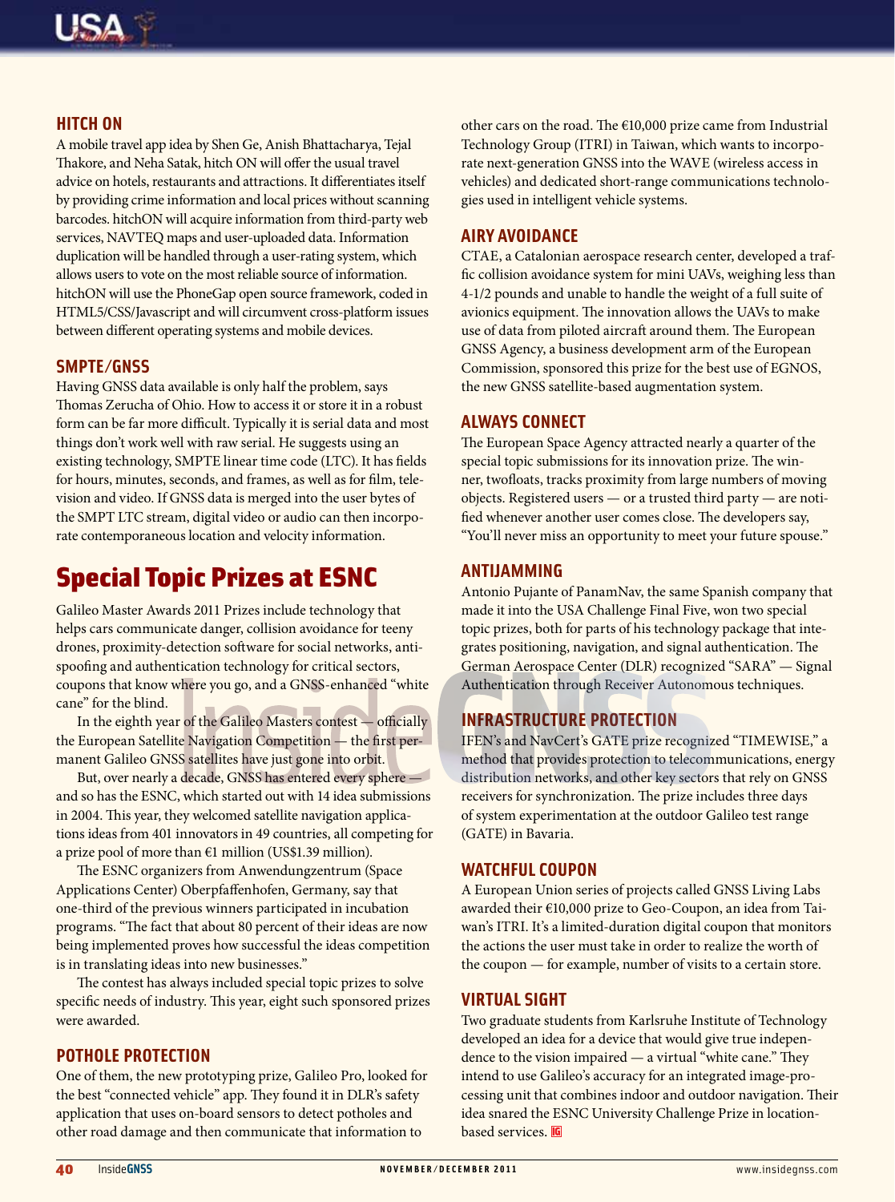## HITCH ON

A mobile travel app idea by Shen Ge, Anish Bhattacharya, Tejal Thakore, and Neha Satak, hitch ON will offer the usual travel advice on hotels, restaurants and attractions. It differentiates itself by providing crime information and local prices without scanning barcodes. hitchON will acquire information from third-party web services, NAVTEQ maps and user-uploaded data. Information duplication will be handled through a user-rating system, which allows users to vote on the most reliable source of information. hitchON will use the PhoneGap open source framework, coded in HTML5/CSS/Javascript and will circumvent cross-platform issues between different operating systems and mobile devices.

## SMPTE/GNSS

Having GNSS data available is only half the problem, says Thomas Zerucha of Ohio. How to access it or store it in a robust form can be far more difficult. Typically it is serial data and most things don't work well with raw serial. He suggests using an existing technology, SMPTE linear time code (LTC). It has fields for hours, minutes, seconds, and frames, as well as for film, television and video. If GNSS data is merged into the user bytes of the SMPT LTC stream, digital video or audio can then incorporate contemporaneous location and velocity information.

# Special Topic Prizes at ESNC

Galileo Master Awards 2011 Prizes include technology that helps cars communicate danger, collision avoidance for teeny drones, proximity-detection software for social networks, anti-spoofing and authentication technology for critical sectors, coupons that know where you go, and a GNSS-enhanced "white cane" for the blind.

In the eighth year of the Galileo Masters contest — officially the European Satellite Navigation Competition — the first permanent Galileo GNSS satellites have just gone into orbit.

But, over nearly a decade, GNSS has entered every sphere — and so has the ESNC, which started out with 14 idea submissions in 2004. This year, they welcomed satellite navigation applications ideas from 401 innovators in 49 countries, all competing for a prize pool of more than €1 million (US$1.39 million).

The ESNC organizers from Anwendungzentrum (Space Applications Center) Oberpfaffenhofen, Germany, say that one-third of the previous winners participated in incubation programs. "The fact that about 80 percent of their ideas are now being implemented proves how successful the ideas competition is in translating ideas into new businesses."

The contest has always included special topic prizes to solve specific needs of industry. This year, eight such sponsored prizes were awarded.

## POTHOLE PROTECTION

One of them, the new prototyping prize, Galileo Pro, looked for the best "connected vehicle" app. They found it in DLR's safety application that uses on-board sensors to detect potholes and other road damage and then communicate that information to other cars on the road. The €10,000 prize came from Industrial Technology Group (ITRI) in Taiwan, which wants to incorporate next-generation GNSS into the WAVE (wireless access in vehicles) and dedicated short-range communications technologies used in intelligent vehicle systems.

## AIRY AVOIDANCE

CTAE, a Catalonian aerospace research center, developed a traffic collision avoidance system for mini UAVs, weighing less than 4-1/2 pounds and unable to handle the weight of a full suite of avionics equipment. The innovation allows the UAVs to make use of data from piloted aircraft around them. The European GNSS Agency, a business development arm of the European Commission, sponsored this prize for the best use of EGNOS, the new GNSS satellite-based augmentation system.

## ALWAYS CONNECT

The European Space Agency attracted nearly a quarter of the special topic submissions for its innovation prize. The winner, twofloats, tracks proximity from large numbers of moving objects. Registered users — or a trusted third party — are notified whenever another user comes close. The developers say, "You'll never miss an opportunity to meet your future spouse."

## ANTIJAMMING

Antonio Pujante of PanamNav, the same Spanish company that made it into the USA Challenge Final Five, won two special topic prizes, both for parts of his technology package that integrates positioning, navigation, and signal authentication. The German Aerospace Center (DLR) recognized "SARA" — Signal Authentication through Receiver Autonomous techniques.

## INFRASTRUCTURE PROTECTION

IFEN's and NavCert's GATE prize recognized "TIMEWISE," a method that provides protection to telecommunications, energy distribution networks, and other key sectors that rely on GNSS receivers for synchronization. The prize includes three days of system experimentation at the outdoor Galileo test range (GATE) in Bavaria.

## WATCHFUL COUPON

A European Union series of projects called GNSS Living Labs awarded their €10,000 prize to Geo-Coupon, an idea from Taiwan's ITRI. It's a limited-duration digital coupon that monitors the actions the user must take in order to realize the worth of the coupon — for example, number of visits to a certain store.

## VIRTUAL SIGHT

Two graduate students from Karlsruhe Institute of Technology developed an idea for a device that would give true independence to the vision impaired — a virtual "white cane." They intend to use Galileo's accuracy for an integrated image-processing unit that combines indoor and outdoor navigation. Their idea snared the ESNC University Challenge Prize in location-based services.